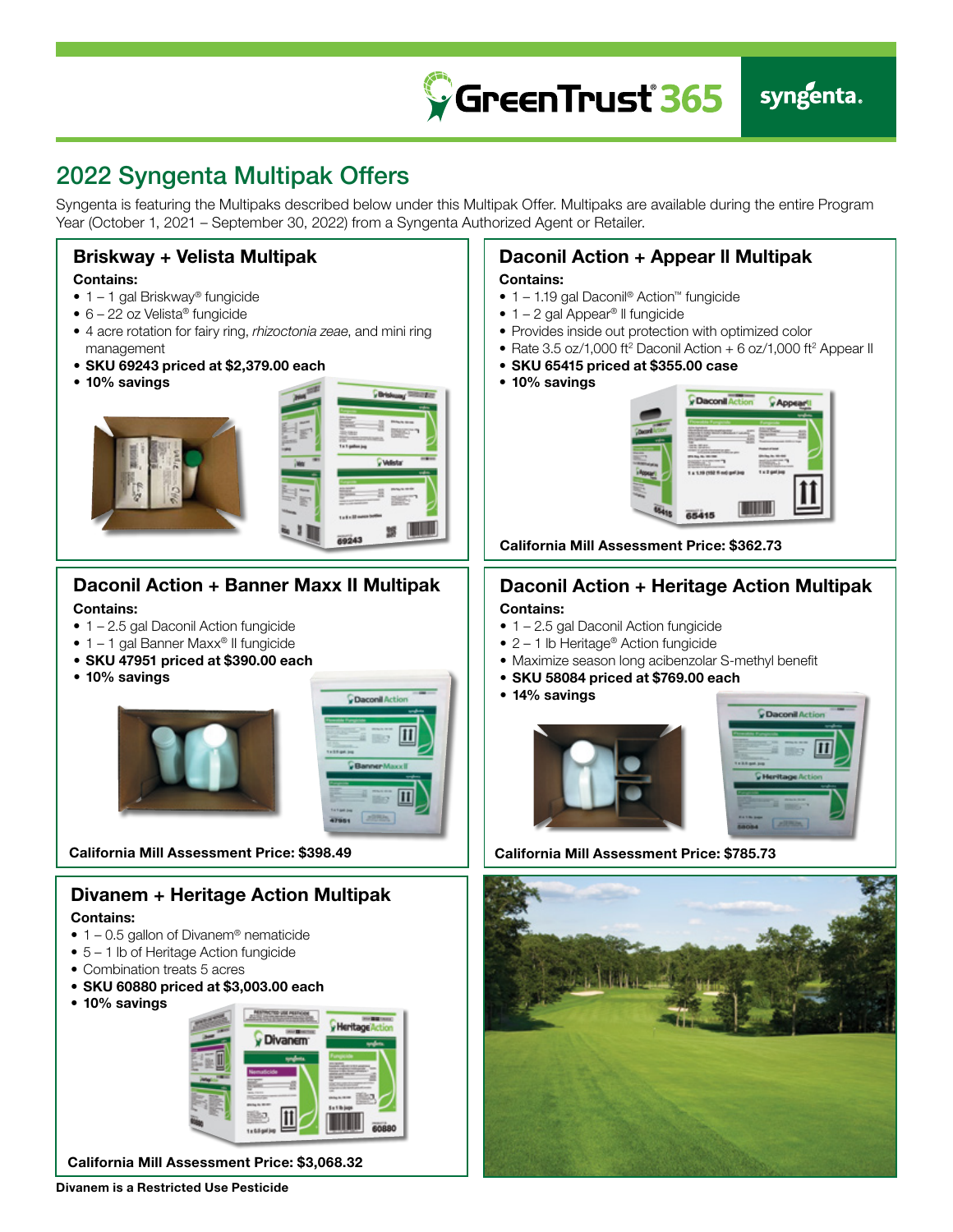# 2022 Syngenta Multipak Offers

Syngenta is featuring the Multipaks described below under this Multipak Offer. Multipaks are available during the entire Program Year (October 1, 2021 – September 30, 2022) from a Syngenta Authorized Agent or Retailer.

## Briskway + Velista Multipak

**Contains:**

- 1 – 1 gal Briskway® fungicide
- 6 – 22 oz Velista® fungicide
- 4 acre rotation for fairy ring, *rhizoctonia zeae*, and mini ring management
- **SKU 69243 priced at $2,379.00 each**
- **10% savings**

## Daconil Action + Appear II Multipak

**Contains:**

- 1 – 1.19 gal Daconil® Action™ fungicide
- 1 – 2 gal Appear® II fungicide
- Provides inside out protection with optimized color
- Rate 3.5 oz/1,000 ft² Daconil Action + 6 oz/1,000 ft² Appear II
- **SKU 65415 priced at $355.00 case**
- **10% savings**

**California Mill Assessment Price: $362.73**

## Daconil Action + Banner Maxx II Multipak

**Contains:**

- 1 – 2.5 gal Daconil Action fungicide
- 1 – 1 gal Banner Maxx® II fungicide
- **SKU 47951 priced at $390.00 each**
- **10% savings**

**California Mill Assessment Price: $398.49**

## Daconil Action + Heritage Action Multipak

**Contains:**

- 1 – 2.5 gal Daconil Action fungicide
- 2 – 1 lb Heritage® Action fungicide
- Maximize season long acibenzolar S-methyl benefit
- **SKU 58084 priced at $769.00 each**
- **14% savings**

**California Mill Assessment Price: $785.73**

## Divanem + Heritage Action Multipak

**Contains:**

- 1 – 0.5 gallon of Divanem® nematicide
- 5 – 1 lb of Heritage Action fungicide
- Combination treats 5 acres
- **SKU 60880 priced at $3,003.00 each**
- **10% savings**

**California Mill Assessment Price: $3,068.32**

**Divanem is a Restricted Use Pesticide**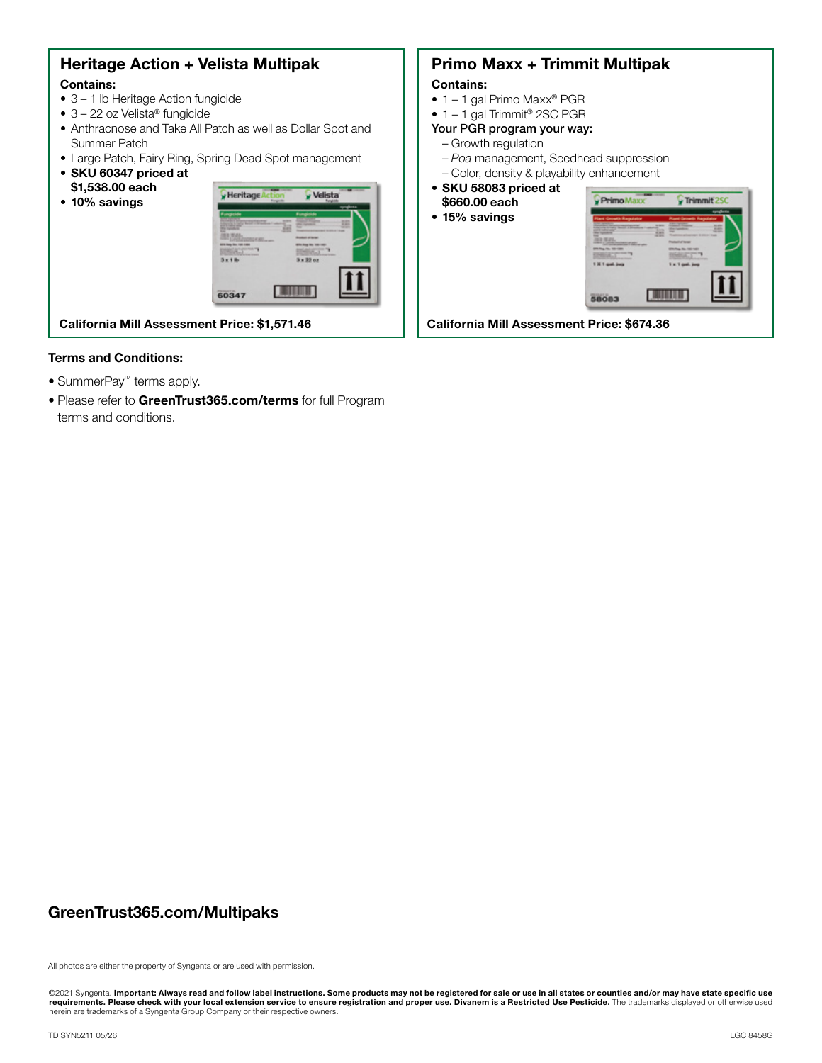## Heritage Action + Velista Multipak

**Contains:**

- 3 – 1 lb Heritage Action fungicide
- 3 – 22 oz Velista® fungicide
- Anthracnose and Take All Patch as well as Dollar Spot and Summer Patch
- Large Patch, Fairy Ring, Spring Dead Spot management
- **SKU 60347 priced at $1,538.00 each**
- **10% savings**

**California Mill Assessment Price: $1,571.46**

## Primo Maxx + Trimmit Multipak

**Contains:**

- 1 – 1 gal Primo Maxx® PGR
- 1 – 1 gal Trimmit® 2SC PGR

**Your PGR program your way:**

- Growth regulation
- *Poa* management, Seedhead suppression
- Color, density & playability enhancement

- **SKU 58083 priced at $660.00 each**
- **15% savings**

**California Mill Assessment Price: $674.36**

**Terms and Conditions:**

- SummerPay™ terms apply.
- Please refer to **GreenTrust365.com/terms** for full Program terms and conditions.

**GreenTrust365.com/Multipaks**

All photos are either the property of Syngenta or are used with permission.

©2021 Syngenta. **Important: Always read and follow label instructions. Some products may not be registered for sale or use in all states or counties and/or may have state specific use requirements. Please check with your local extension service to ensure registration and proper use. Divanem is a Restricted Use Pesticide.** The trademarks displayed or otherwise used herein are trademarks of a Syngenta Group Company or their respective owners.

TD SYN5211 05/26

LGC 8458G